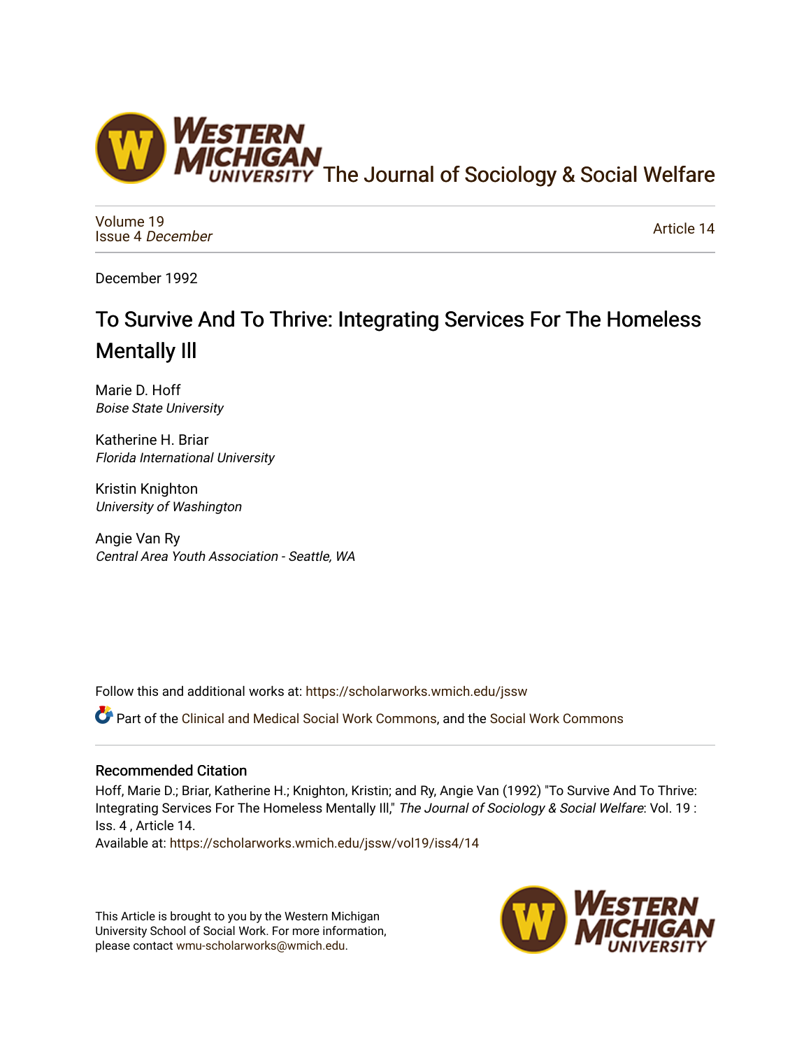The Journal of Sociology & Social Welfare

Volume 19
Issue 4 *December*

Article 14

December 1992

# To Survive And To Thrive: Integrating Services For The Homeless Mentally Ill

Marie D. Hoff
*Boise State University*

Katherine H. Briar
*Florida International University*

Kristin Knighton
*University of Washington*

Angie Van Ry
*Central Area Youth Association - Seattle, WA*

Follow this and additional works at: https://scholarworks.wmich.edu/jssw

Part of the Clinical and Medical Social Work Commons, and the Social Work Commons

## Recommended Citation

Hoff, Marie D.; Briar, Katherine H.; Knighton, Kristin; and Ry, Angie Van (1992) "To Survive And To Thrive: Integrating Services For The Homeless Mentally Ill," *The Journal of Sociology & Social Welfare*: Vol. 19 : Iss. 4 , Article 14.
Available at: https://scholarworks.wmich.edu/jssw/vol19/iss4/14

This Article is brought to you by the Western Michigan University School of Social Work. For more information, please contact wmu-scholarworks@wmich.edu.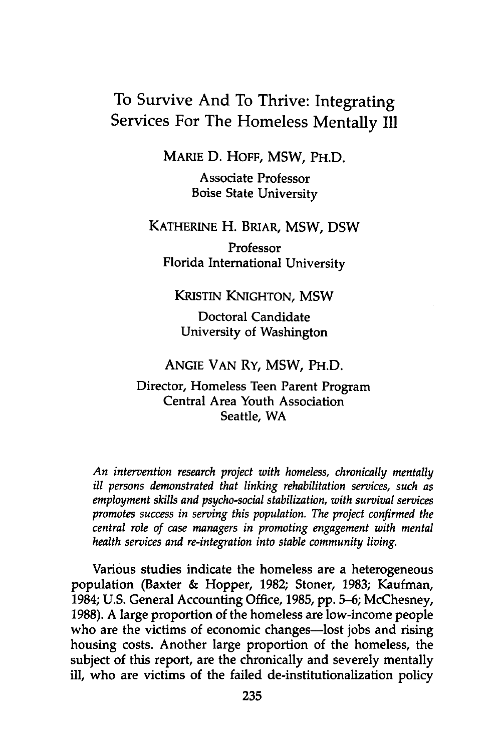# To Survive And To Thrive: Integrating Services For The Homeless Mentally Ill

MARIE D. HOFF, MSW, PH.D.

Associate Professor
Boise State University

KATHERINE H. BRIAR, MSW, DSW

Professor
Florida International University

KRISTIN KNIGHTON, MSW

Doctoral Candidate
University of Washington

ANGIE VAN RY, MSW, PH.D.

Director, Homeless Teen Parent Program
Central Area Youth Association
Seattle, WA

*An intervention research project with homeless, chronically mentally ill persons demonstrated that linking rehabilitation services, such as employment skills and psycho-social stabilization, with survival services promotes success in serving this population. The project confirmed the central role of case managers in promoting engagement with mental health services and re-integration into stable community living.*

Various studies indicate the homeless are a heterogeneous population (Baxter & Hopper, 1982; Stoner, 1983; Kaufman, 1984; U.S. General Accounting Office, 1985, pp. 5–6; McChesney, 1988). A large proportion of the homeless are low-income people who are the victims of economic changes—lost jobs and rising housing costs. Another large proportion of the homeless, the subject of this report, are the chronically and severely mentally ill, who are victims of the failed de-institutionalization policy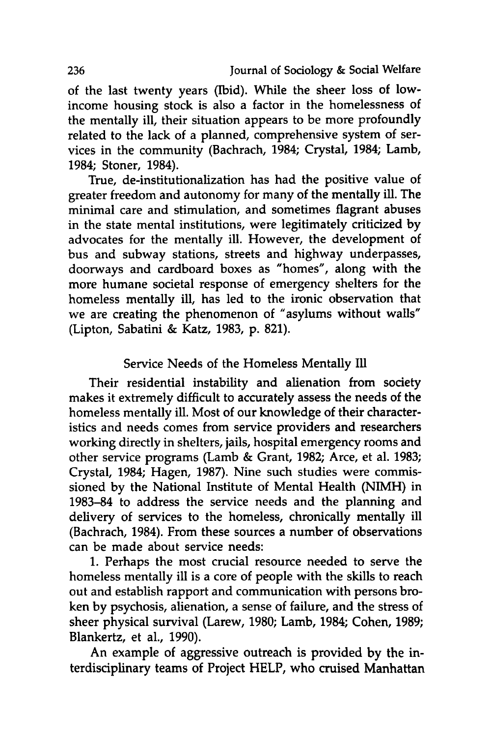of the last twenty years (Ibid). While the sheer loss of low-income housing stock is also a factor in the homelessness of the mentally ill, their situation appears to be more profoundly related to the lack of a planned, comprehensive system of services in the community (Bachrach, 1984; Crystal, 1984; Lamb, 1984; Stoner, 1984).

True, de-institutionalization has had the positive value of greater freedom and autonomy for many of the mentally ill. The minimal care and stimulation, and sometimes flagrant abuses in the state mental institutions, were legitimately criticized by advocates for the mentally ill. However, the development of bus and subway stations, streets and highway underpasses, doorways and cardboard boxes as "homes", along with the more humane societal response of emergency shelters for the homeless mentally ill, has led to the ironic observation that we are creating the phenomenon of "asylums without walls" (Lipton, Sabatini & Katz, 1983, p. 821).

## Service Needs of the Homeless Mentally Ill

Their residential instability and alienation from society makes it extremely difficult to accurately assess the needs of the homeless mentally ill. Most of our knowledge of their characteristics and needs comes from service providers and researchers working directly in shelters, jails, hospital emergency rooms and other service programs (Lamb & Grant, 1982; Arce, et al. 1983; Crystal, 1984; Hagen, 1987). Nine such studies were commissioned by the National Institute of Mental Health (NIMH) in 1983–84 to address the service needs and the planning and delivery of services to the homeless, chronically mentally ill (Bachrach, 1984). From these sources a number of observations can be made about service needs:

1. Perhaps the most crucial resource needed to serve the homeless mentally ill is a core of people with the skills to reach out and establish rapport and communication with persons broken by psychosis, alienation, a sense of failure, and the stress of sheer physical survival (Larew, 1980; Lamb, 1984; Cohen, 1989; Blankertz, et al., 1990).

An example of aggressive outreach is provided by the interdisciplinary teams of Project HELP, who cruised Manhattan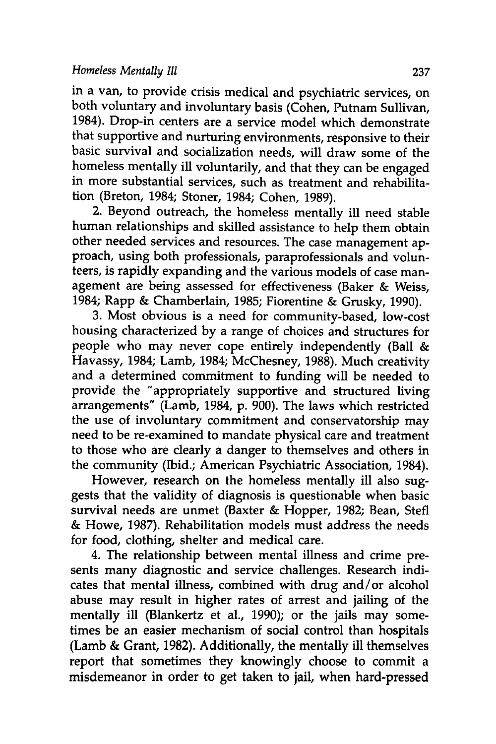in a van, to provide crisis medical and psychiatric services, on both voluntary and involuntary basis (Cohen, Putnam Sullivan, 1984). Drop-in centers are a service model which demonstrate that supportive and nurturing environments, responsive to their basic survival and socialization needs, will draw some of the homeless mentally ill voluntarily, and that they can be engaged in more substantial services, such as treatment and rehabilitation (Breton, 1984; Stoner, 1984; Cohen, 1989).

2. Beyond outreach, the homeless mentally ill need stable human relationships and skilled assistance to help them obtain other needed services and resources. The case management approach, using both professionals, paraprofessionals and volunteers, is rapidly expanding and the various models of case management are being assessed for effectiveness (Baker & Weiss, 1984; Rapp & Chamberlain, 1985; Fiorentine & Grusky, 1990).

3. Most obvious is a need for community-based, low-cost housing characterized by a range of choices and structures for people who may never cope entirely independently (Ball & Havassy, 1984; Lamb, 1984; McChesney, 1988). Much creativity and a determined commitment to funding will be needed to provide the "appropriately supportive and structured living arrangements" (Lamb, 1984, p. 900). The laws which restricted the use of involuntary commitment and conservatorship may need to be re-examined to mandate physical care and treatment to those who are clearly a danger to themselves and others in the community (Ibid.; American Psychiatric Association, 1984).

However, research on the homeless mentally ill also suggests that the validity of diagnosis is questionable when basic survival needs are unmet (Baxter & Hopper, 1982; Bean, Stefl & Howe, 1987). Rehabilitation models must address the needs for food, clothing, shelter and medical care.

4. The relationship between mental illness and crime presents many diagnostic and service challenges. Research indicates that mental illness, combined with drug and/or alcohol abuse may result in higher rates of arrest and jailing of the mentally ill (Blankertz et al., 1990); or the jails may sometimes be an easier mechanism of social control than hospitals (Lamb & Grant, 1982). Additionally, the mentally ill themselves report that sometimes they knowingly choose to commit a misdemeanor in order to get taken to jail, when hard-pressed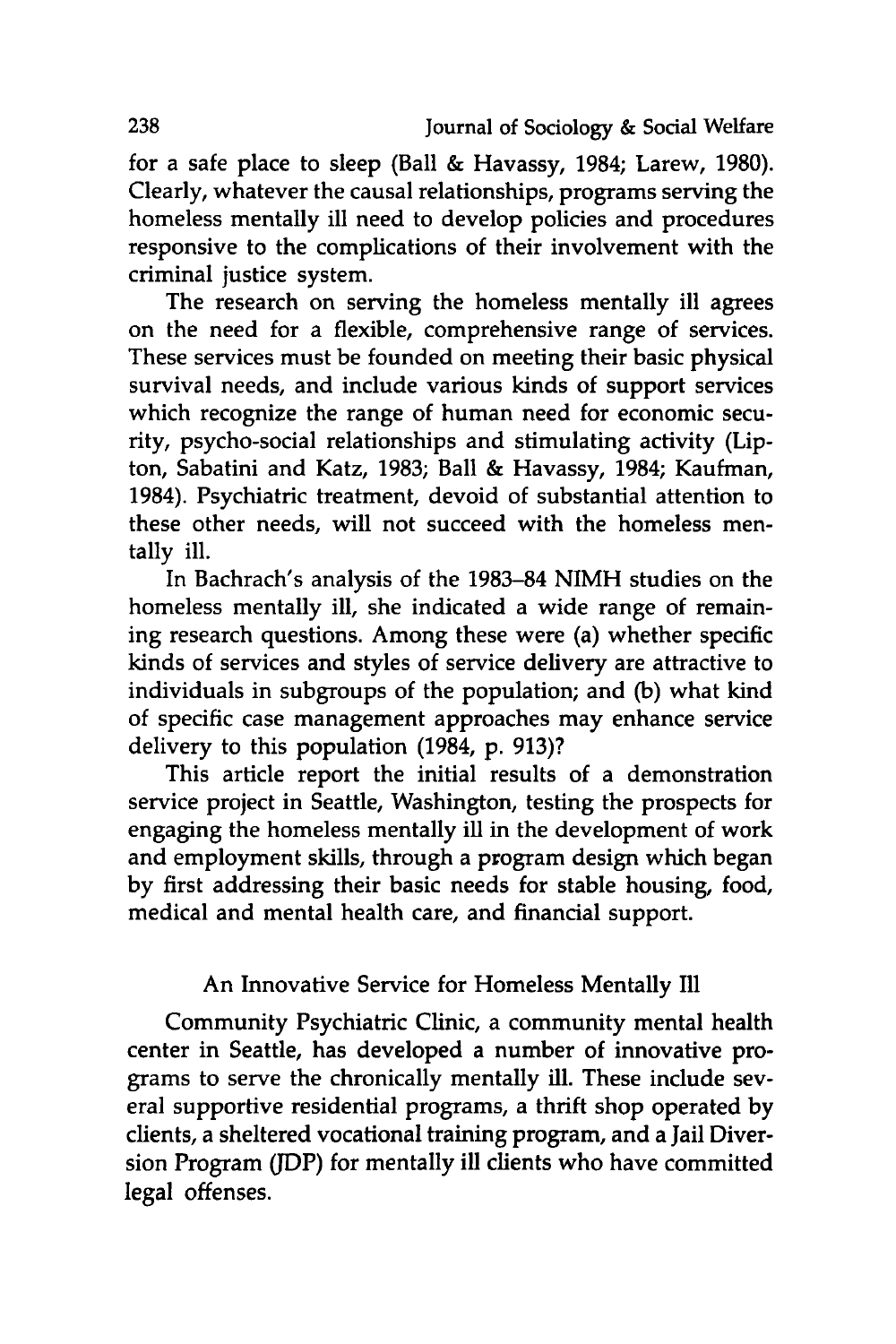for a safe place to sleep (Ball & Havassy, 1984; Larew, 1980). Clearly, whatever the causal relationships, programs serving the homeless mentally ill need to develop policies and procedures responsive to the complications of their involvement with the criminal justice system.

The research on serving the homeless mentally ill agrees on the need for a flexible, comprehensive range of services. These services must be founded on meeting their basic physical survival needs, and include various kinds of support services which recognize the range of human need for economic security, psycho-social relationships and stimulating activity (Lipton, Sabatini and Katz, 1983; Ball & Havassy, 1984; Kaufman, 1984). Psychiatric treatment, devoid of substantial attention to these other needs, will not succeed with the homeless mentally ill.

In Bachrach's analysis of the 1983–84 NIMH studies on the homeless mentally ill, she indicated a wide range of remaining research questions. Among these were (a) whether specific kinds of services and styles of service delivery are attractive to individuals in subgroups of the population; and (b) what kind of specific case management approaches may enhance service delivery to this population (1984, p. 913)?

This article report the initial results of a demonstration service project in Seattle, Washington, testing the prospects for engaging the homeless mentally ill in the development of work and employment skills, through a program design which began by first addressing their basic needs for stable housing, food, medical and mental health care, and financial support.

## An Innovative Service for Homeless Mentally Ill

Community Psychiatric Clinic, a community mental health center in Seattle, has developed a number of innovative programs to serve the chronically mentally ill. These include several supportive residential programs, a thrift shop operated by clients, a sheltered vocational training program, and a Jail Diversion Program (JDP) for mentally ill clients who have committed legal offenses.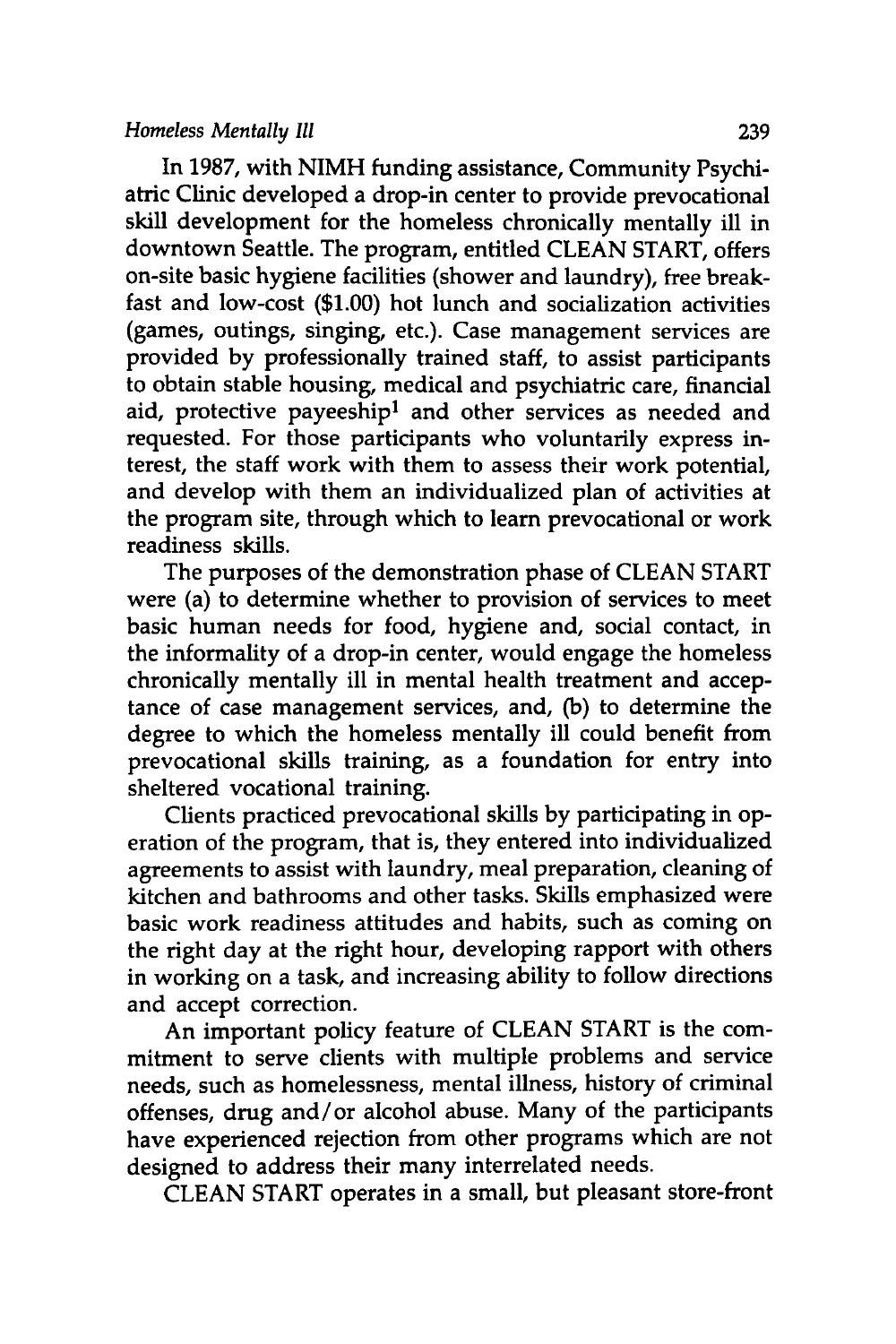In 1987, with NIMH funding assistance, Community Psychiatric Clinic developed a drop-in center to provide prevocational skill development for the homeless chronically mentally ill in downtown Seattle. The program, entitled CLEAN START, offers on-site basic hygiene facilities (shower and laundry), free breakfast and low-cost ($1.00) hot lunch and socialization activities (games, outings, singing, etc.). Case management services are provided by professionally trained staff, to assist participants to obtain stable housing, medical and psychiatric care, financial aid, protective payeeship[1] and other services as needed and requested. For those participants who voluntarily express interest, the staff work with them to assess their work potential, and develop with them an individualized plan of activities at the program site, through which to learn prevocational or work readiness skills.

The purposes of the demonstration phase of CLEAN START were (a) to determine whether to provision of services to meet basic human needs for food, hygiene and, social contact, in the informality of a drop-in center, would engage the homeless chronically mentally ill in mental health treatment and acceptance of case management services, and, (b) to determine the degree to which the homeless mentally ill could benefit from prevocational skills training, as a foundation for entry into sheltered vocational training.

Clients practiced prevocational skills by participating in operation of the program, that is, they entered into individualized agreements to assist with laundry, meal preparation, cleaning of kitchen and bathrooms and other tasks. Skills emphasized were basic work readiness attitudes and habits, such as coming on the right day at the right hour, developing rapport with others in working on a task, and increasing ability to follow directions and accept correction.

An important policy feature of CLEAN START is the commitment to serve clients with multiple problems and service needs, such as homelessness, mental illness, history of criminal offenses, drug and/or alcohol abuse. Many of the participants have experienced rejection from other programs which are not designed to address their many interrelated needs.

CLEAN START operates in a small, but pleasant store-front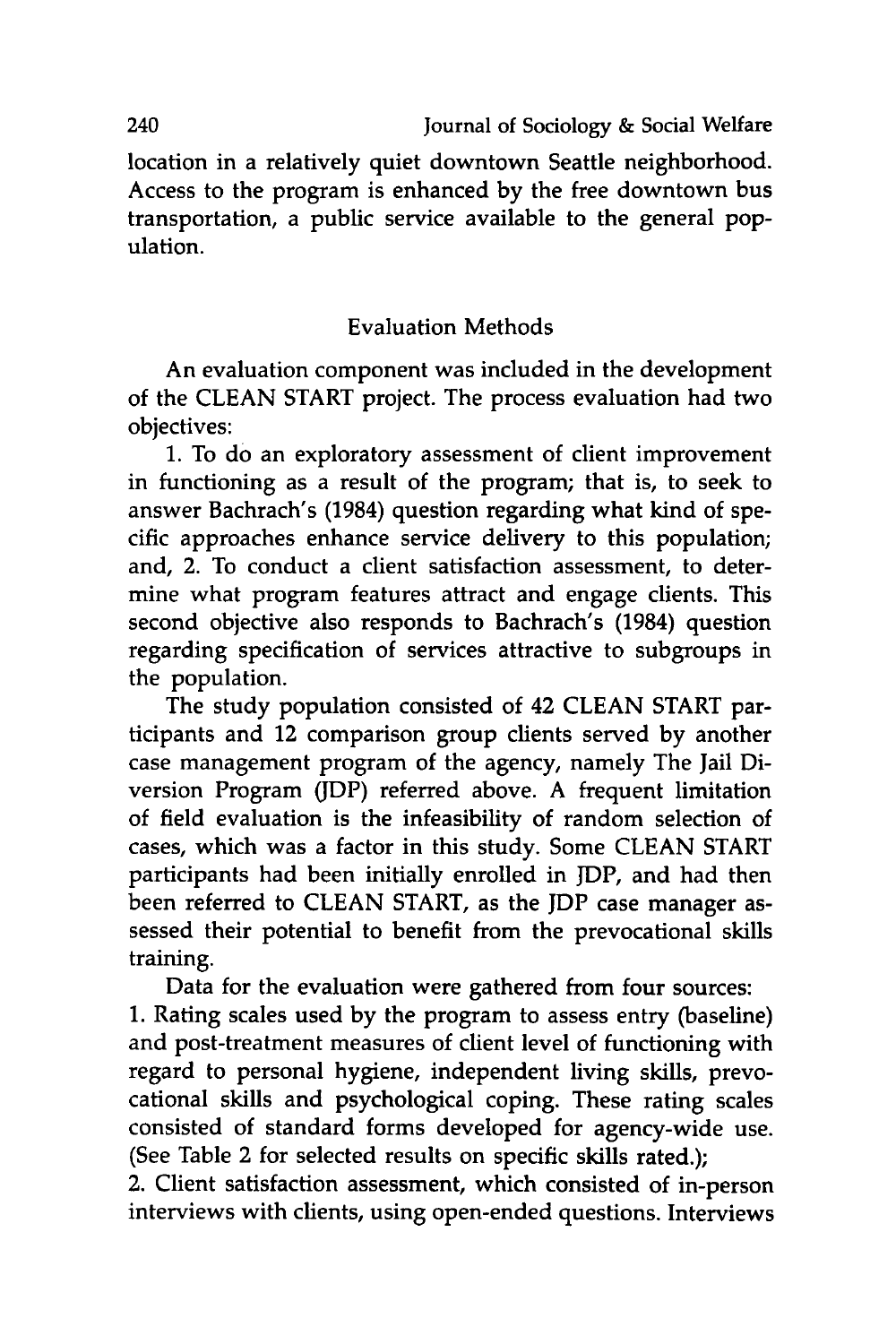location in a relatively quiet downtown Seattle neighborhood. Access to the program is enhanced by the free downtown bus transportation, a public service available to the general population.

## Evaluation Methods

An evaluation component was included in the development of the CLEAN START project. The process evaluation had two objectives:

1. To do an exploratory assessment of client improvement in functioning as a result of the program; that is, to seek to answer Bachrach's (1984) question regarding what kind of specific approaches enhance service delivery to this population; and, 2. To conduct a client satisfaction assessment, to determine what program features attract and engage clients. This second objective also responds to Bachrach's (1984) question regarding specification of services attractive to subgroups in the population.

The study population consisted of 42 CLEAN START participants and 12 comparison group clients served by another case management program of the agency, namely The Jail Diversion Program (JDP) referred above. A frequent limitation of field evaluation is the infeasibility of random selection of cases, which was a factor in this study. Some CLEAN START participants had been initially enrolled in JDP, and had then been referred to CLEAN START, as the JDP case manager assessed their potential to benefit from the prevocational skills training.

Data for the evaluation were gathered from four sources:
1. Rating scales used by the program to assess entry (baseline) and post-treatment measures of client level of functioning with regard to personal hygiene, independent living skills, prevocational skills and psychological coping. These rating scales consisted of standard forms developed for agency-wide use. (See Table 2 for selected results on specific skills rated.);
2. Client satisfaction assessment, which consisted of in-person interviews with clients, using open-ended questions. Interviews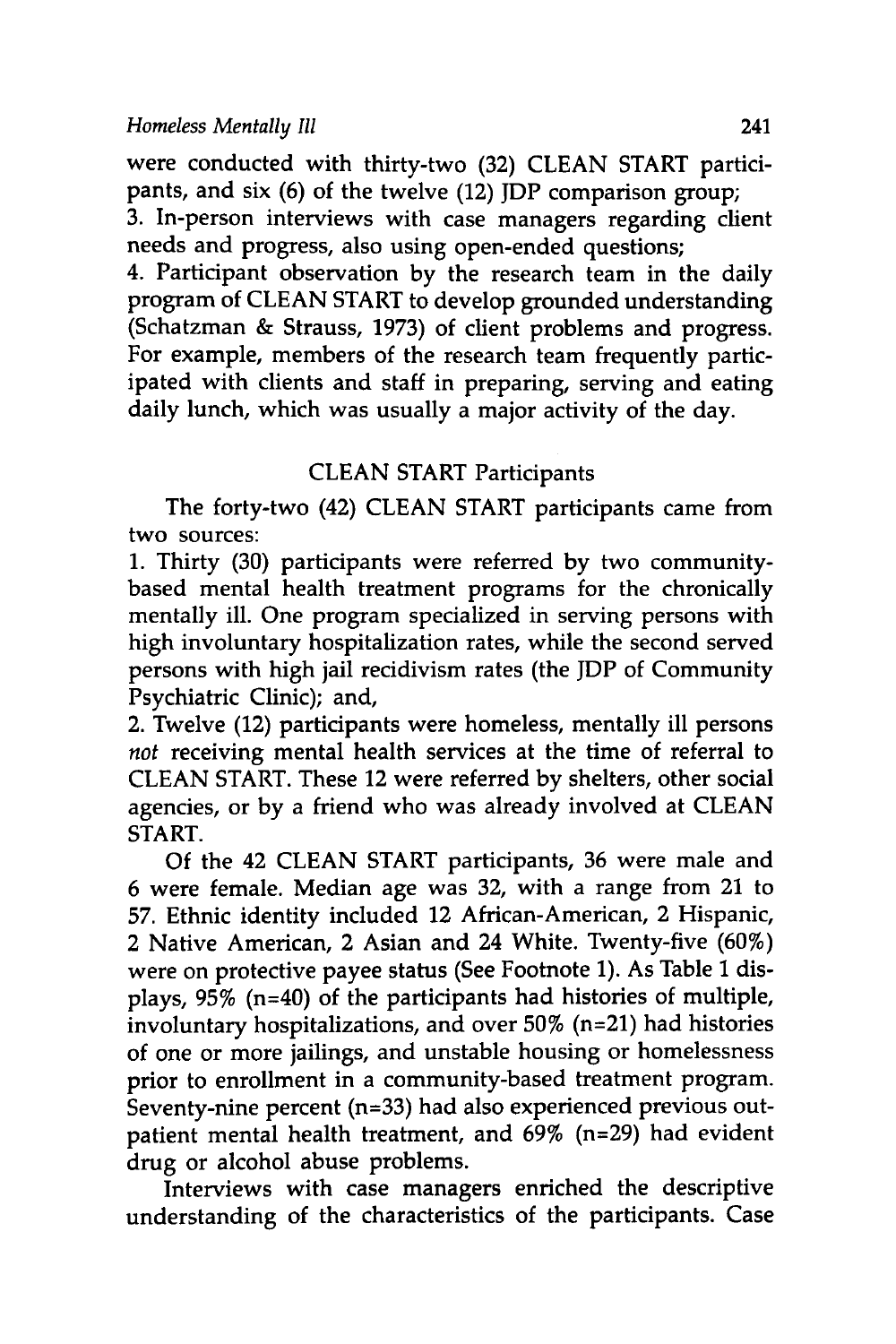were conducted with thirty-two (32) CLEAN START participants, and six (6) of the twelve (12) JDP comparison group;

3. In-person interviews with case managers regarding client needs and progress, also using open-ended questions;

4. Participant observation by the research team in the daily program of CLEAN START to develop grounded understanding (Schatzman & Strauss, 1973) of client problems and progress. For example, members of the research team frequently participated with clients and staff in preparing, serving and eating daily lunch, which was usually a major activity of the day.

## CLEAN START Participants

The forty-two (42) CLEAN START participants came from two sources:

1. Thirty (30) participants were referred by two community-based mental health treatment programs for the chronically mentally ill. One program specialized in serving persons with high involuntary hospitalization rates, while the second served persons with high jail recidivism rates (the JDP of Community Psychiatric Clinic); and,

2. Twelve (12) participants were homeless, mentally ill persons *not* receiving mental health services at the time of referral to CLEAN START. These 12 were referred by shelters, other social agencies, or by a friend who was already involved at CLEAN START.

Of the 42 CLEAN START participants, 36 were male and 6 were female. Median age was 32, with a range from 21 to 57. Ethnic identity included 12 African-American, 2 Hispanic, 2 Native American, 2 Asian and 24 White. Twenty-five (60%) were on protective payee status (See Footnote 1). As Table 1 displays, 95% (n=40) of the participants had histories of multiple, involuntary hospitalizations, and over 50% (n=21) had histories of one or more jailings, and unstable housing or homelessness prior to enrollment in a community-based treatment program. Seventy-nine percent (n=33) had also experienced previous outpatient mental health treatment, and 69% (n=29) had evident drug or alcohol abuse problems.

Interviews with case managers enriched the descriptive understanding of the characteristics of the participants. Case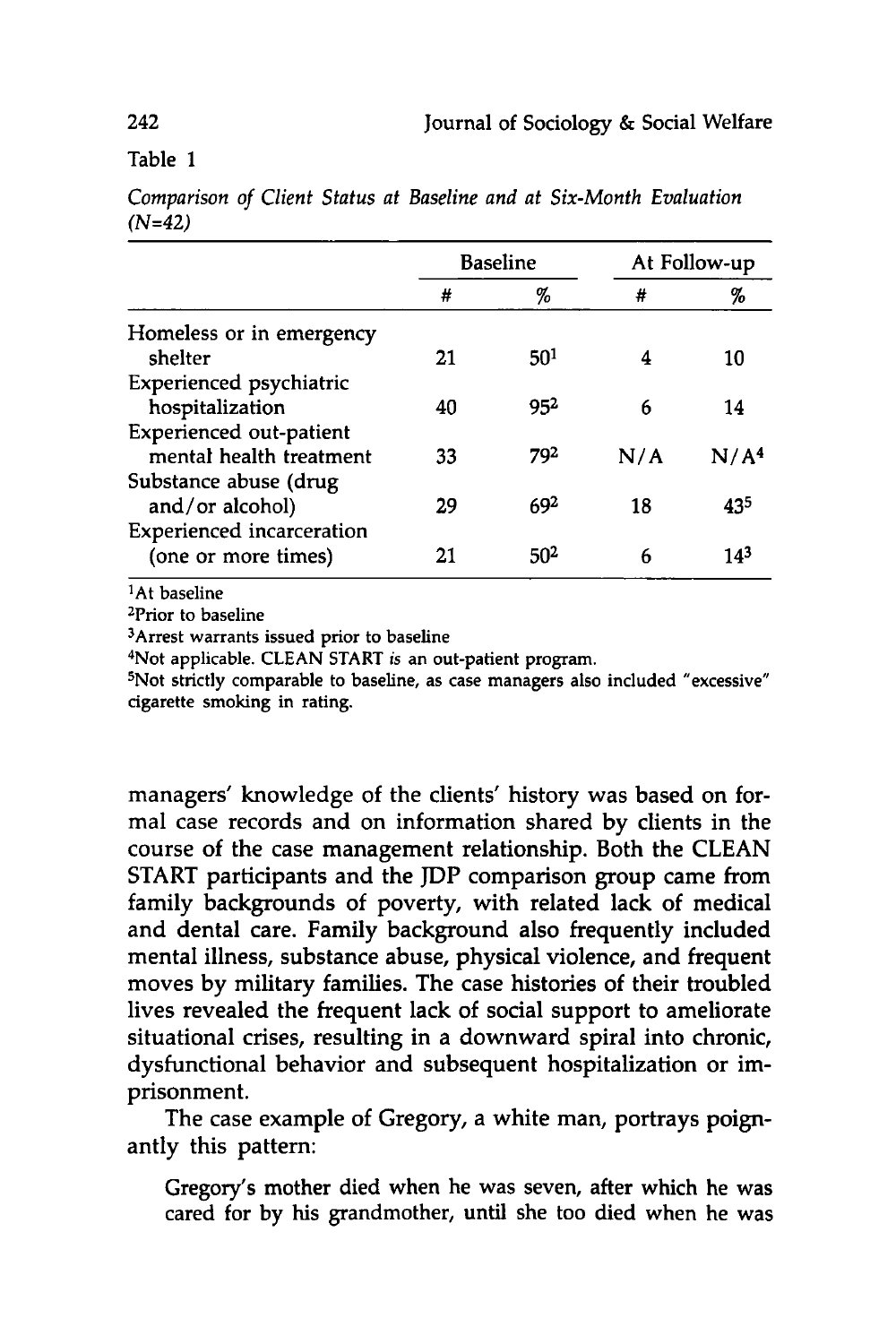Table 1

*Comparison of Client Status at Baseline and at Six-Month Evaluation (N=42)*

| | Baseline | | At Follow-up | |
|---|---|---|---|---|
| | # | % | # | % |
| Homeless or in emergency shelter | 21 | 50[1] | 4 | 10 |
| Experienced psychiatric hospitalization | 40 | 95[2] | 6 | 14 |
| Experienced out-patient mental health treatment | 33 | 79[2] | N/A | N/A[4] |
| Substance abuse (drug and/or alcohol) | 29 | 69[2] | 18 | 43[5] |
| Experienced incarceration (one or more times) | 21 | 50[2] | 6 | 14[3] |

[1]At baseline
[2]Prior to baseline
[3]Arrest warrants issued prior to baseline
[4]Not applicable. CLEAN START *is* an out-patient program.
[5]Not strictly comparable to baseline, as case managers also included "excessive" cigarette smoking in rating.

managers' knowledge of the clients' history was based on formal case records and on information shared by clients in the course of the case management relationship. Both the CLEAN START participants and the JDP comparison group came from family backgrounds of poverty, with related lack of medical and dental care. Family background also frequently included mental illness, substance abuse, physical violence, and frequent moves by military families. The case histories of their troubled lives revealed the frequent lack of social support to ameliorate situational crises, resulting in a downward spiral into chronic, dysfunctional behavior and subsequent hospitalization or imprisonment.

The case example of Gregory, a white man, portrays poignantly this pattern:

> Gregory's mother died when he was seven, after which he was cared for by his grandmother, until she too died when he was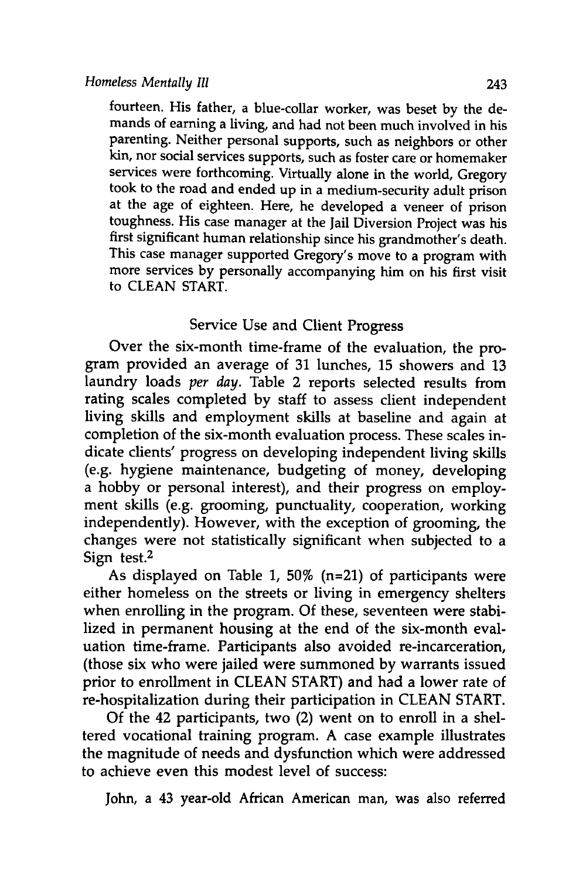fourteen. His father, a blue-collar worker, was beset by the demands of earning a living, and had not been much involved in his parenting. Neither personal supports, such as neighbors or other kin, nor social services supports, such as foster care or homemaker services were forthcoming. Virtually alone in the world, Gregory took to the road and ended up in a medium-security adult prison at the age of eighteen. Here, he developed a veneer of prison toughness. His case manager at the Jail Diversion Project was his first significant human relationship since his grandmother's death. This case manager supported Gregory's move to a program with more services by personally accompanying him on his first visit to CLEAN START.

## Service Use and Client Progress

Over the six-month time-frame of the evaluation, the program provided an average of 31 lunches, 15 showers and 13 laundry loads *per day*. Table 2 reports selected results from rating scales completed by staff to assess client independent living skills and employment skills at baseline and again at completion of the six-month evaluation process. These scales indicate clients' progress on developing independent living skills (e.g. hygiene maintenance, budgeting of money, developing a hobby or personal interest), and their progress on employment skills (e.g. grooming, punctuality, cooperation, working independently). However, with the exception of grooming, the changes were not statistically significant when subjected to a Sign test.[2]

As displayed on Table 1, 50% (n=21) of participants were either homeless on the streets or living in emergency shelters when enrolling in the program. Of these, seventeen were stabilized in permanent housing at the end of the six-month evaluation time-frame. Participants also avoided re-incarceration, (those six who were jailed were summoned by warrants issued prior to enrollment in CLEAN START) and had a lower rate of re-hospitalization during their participation in CLEAN START.

Of the 42 participants, two (2) went on to enroll in a sheltered vocational training program. A case example illustrates the magnitude of needs and dysfunction which were addressed to achieve even this modest level of success:

John, a 43 year-old African American man, was also referred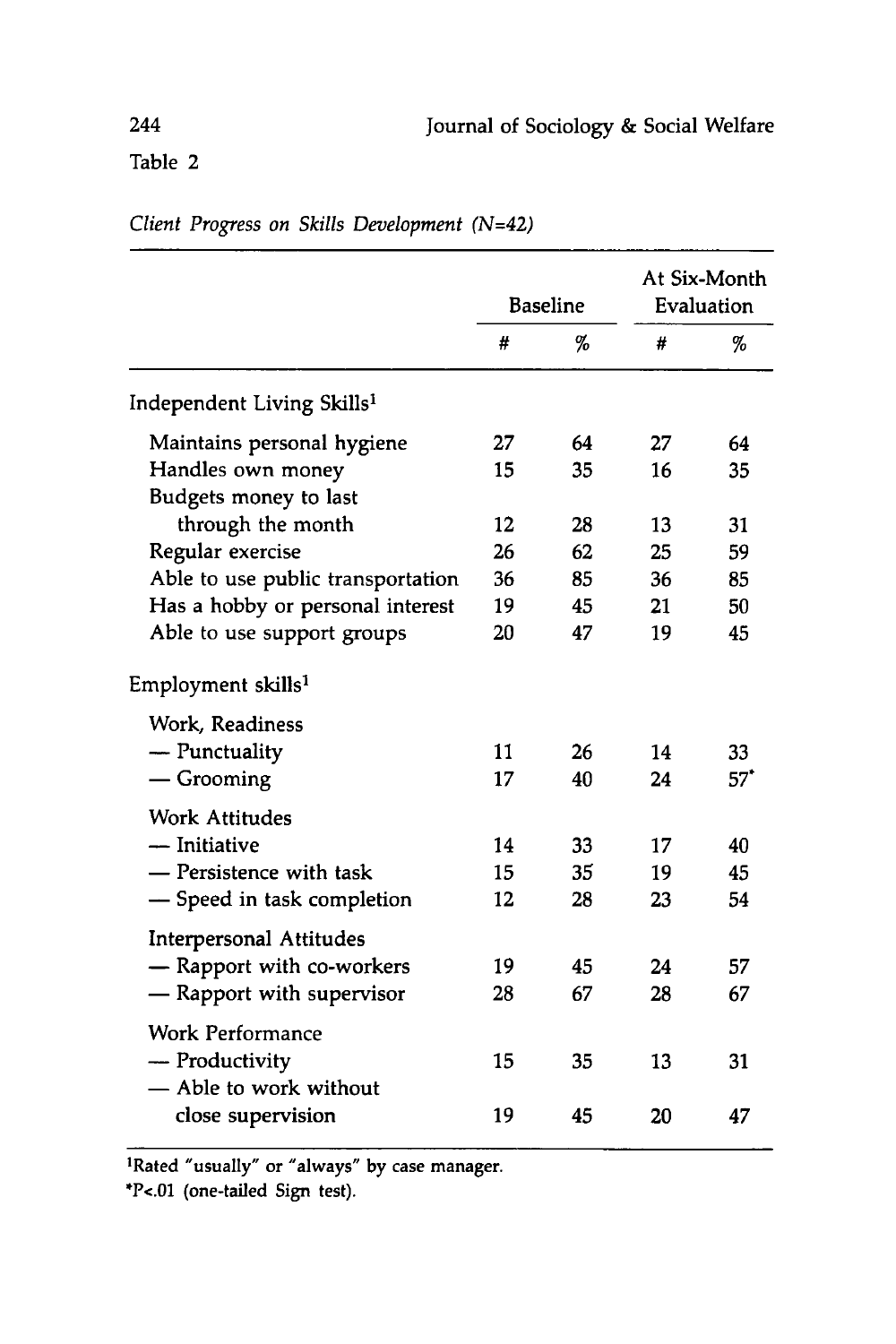Table 2

*Client Progress on Skills Development (N=42)*

| | Baseline | | At Six-Month Evaluation | |
|---|---|---|---|---|
| | # | % | # | % |
| **Independent Living Skills**[1] | | | | |
| Maintains personal hygiene | 27 | 64 | 27 | 64 |
| Handles own money | 15 | 35 | 16 | 35 |
| Budgets money to last through the month | 12 | 28 | 13 | 31 |
| Regular exercise | 26 | 62 | 25 | 59 |
| Able to use public transportation | 36 | 85 | 36 | 85 |
| Has a hobby or personal interest | 19 | 45 | 21 | 50 |
| Able to use support groups | 20 | 47 | 19 | 45 |
| **Employment skills**[1] | | | | |
| Work, Readiness | | | | |
| — Punctuality | 11 | 26 | 14 | 33 |
| — Grooming | 17 | 40 | 24 | 57* |
| Work Attitudes | | | | |
| — Initiative | 14 | 33 | 17 | 40 |
| — Persistence with task | 15 | 35 | 19 | 45 |
| — Speed in task completion | 12 | 28 | 23 | 54 |
| Interpersonal Attitudes | | | | |
| — Rapport with co-workers | 19 | 45 | 24 | 57 |
| — Rapport with supervisor | 28 | 67 | 28 | 67 |
| Work Performance | | | | |
| — Productivity | 15 | 35 | 13 | 31 |
| — Able to work without close supervision | 19 | 45 | 20 | 47 |

[1]Rated "usually" or "always" by case manager.

*$P<.01$ (one-tailed Sign test).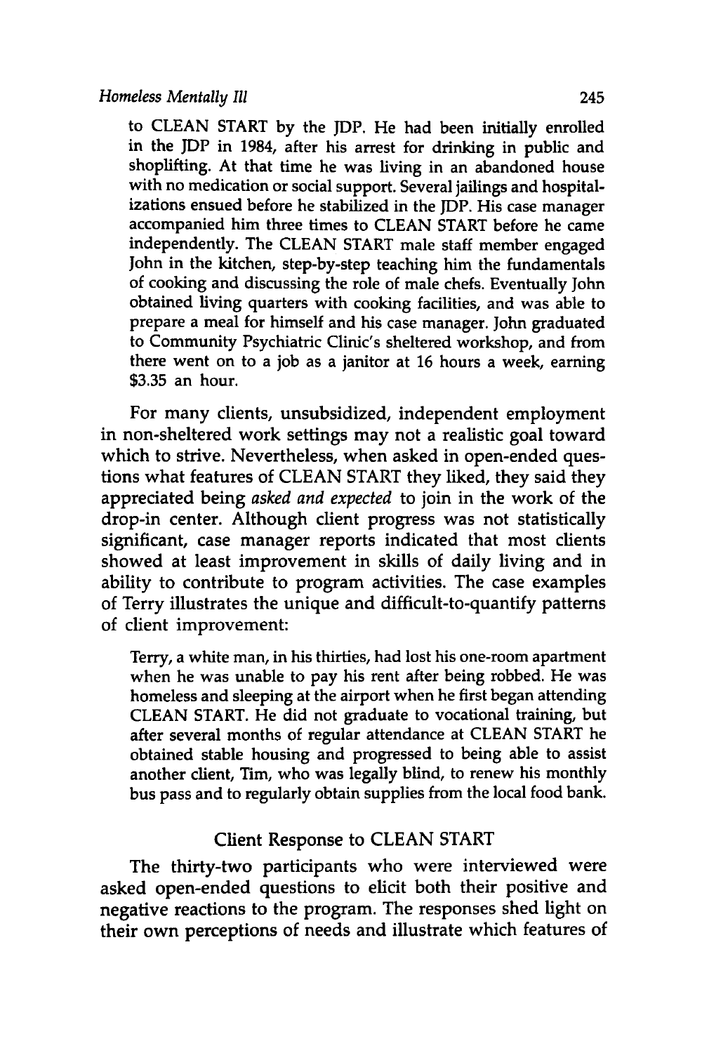to CLEAN START by the JDP. He had been initially enrolled in the JDP in 1984, after his arrest for drinking in public and shoplifting. At that time he was living in an abandoned house with no medication or social support. Several jailings and hospitalizations ensued before he stabilized in the JDP. His case manager accompanied him three times to CLEAN START before he came independently. The CLEAN START male staff member engaged John in the kitchen, step-by-step teaching him the fundamentals of cooking and discussing the role of male chefs. Eventually John obtained living quarters with cooking facilities, and was able to prepare a meal for himself and his case manager. John graduated to Community Psychiatric Clinic's sheltered workshop, and from there went on to a job as a janitor at 16 hours a week, earning $3.35 an hour.

For many clients, unsubsidized, independent employment in non-sheltered work settings may not a realistic goal toward which to strive. Nevertheless, when asked in open-ended questions what features of CLEAN START they liked, they said they appreciated being *asked and expected* to join in the work of the drop-in center. Although client progress was not statistically significant, case manager reports indicated that most clients showed at least improvement in skills of daily living and in ability to contribute to program activities. The case examples of Terry illustrates the unique and difficult-to-quantify patterns of client improvement:

> Terry, a white man, in his thirties, had lost his one-room apartment when he was unable to pay his rent after being robbed. He was homeless and sleeping at the airport when he first began attending CLEAN START. He did not graduate to vocational training, but after several months of regular attendance at CLEAN START he obtained stable housing and progressed to being able to assist another client, Tim, who was legally blind, to renew his monthly bus pass and to regularly obtain supplies from the local food bank.

## Client Response to CLEAN START

The thirty-two participants who were interviewed were asked open-ended questions to elicit both their positive and negative reactions to the program. The responses shed light on their own perceptions of needs and illustrate which features of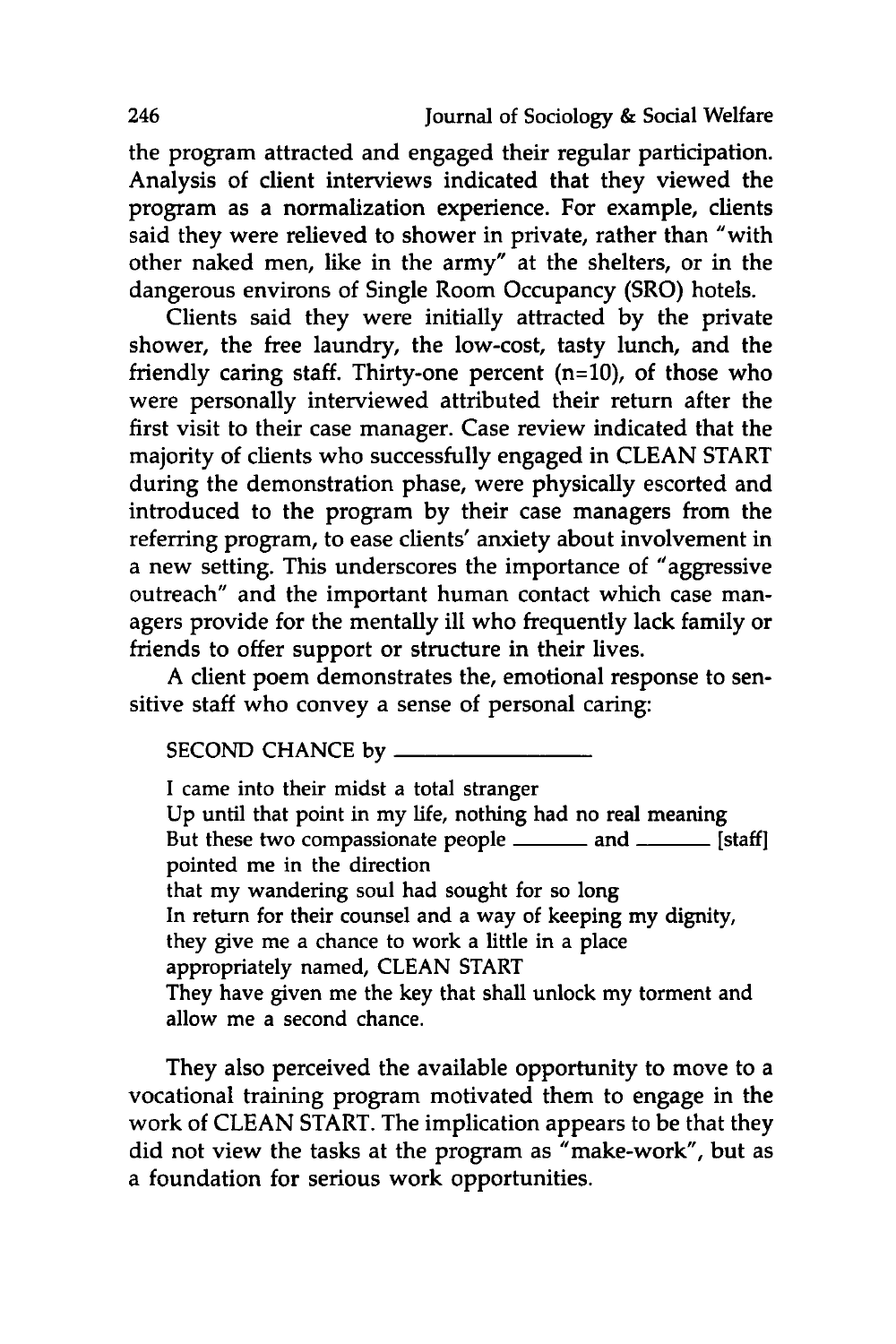the program attracted and engaged their regular participation. Analysis of client interviews indicated that they viewed the program as a normalization experience. For example, clients said they were relieved to shower in private, rather than "with other naked men, like in the army" at the shelters, or in the dangerous environs of Single Room Occupancy (SRO) hotels.

Clients said they were initially attracted by the private shower, the free laundry, the low-cost, tasty lunch, and the friendly caring staff. Thirty-one percent (n=10), of those who were personally interviewed attributed their return after the first visit to their case manager. Case review indicated that the majority of clients who successfully engaged in CLEAN START during the demonstration phase, were physically escorted and introduced to the program by their case managers from the referring program, to ease clients' anxiety about involvement in a new setting. This underscores the importance of "aggressive outreach" and the important human contact which case managers provide for the mentally ill who frequently lack family or friends to offer support or structure in their lives.

A client poem demonstrates the, emotional response to sensitive staff who convey a sense of personal caring:

> SECOND CHANCE by ________________
>
> I came into their midst a total stranger
> Up until that point in my life, nothing had no real meaning
> But these two compassionate people ______ and ______ [staff]
> pointed me in the direction
> that my wandering soul had sought for so long
> In return for their counsel and a way of keeping my dignity,
> they give me a chance to work a little in a place
> appropriately named, CLEAN START
> They have given me the key that shall unlock my torment and
> allow me a second chance.

They also perceived the available opportunity to move to a vocational training program motivated them to engage in the work of CLEAN START. The implication appears to be that they did not view the tasks at the program as "make-work", but as a foundation for serious work opportunities.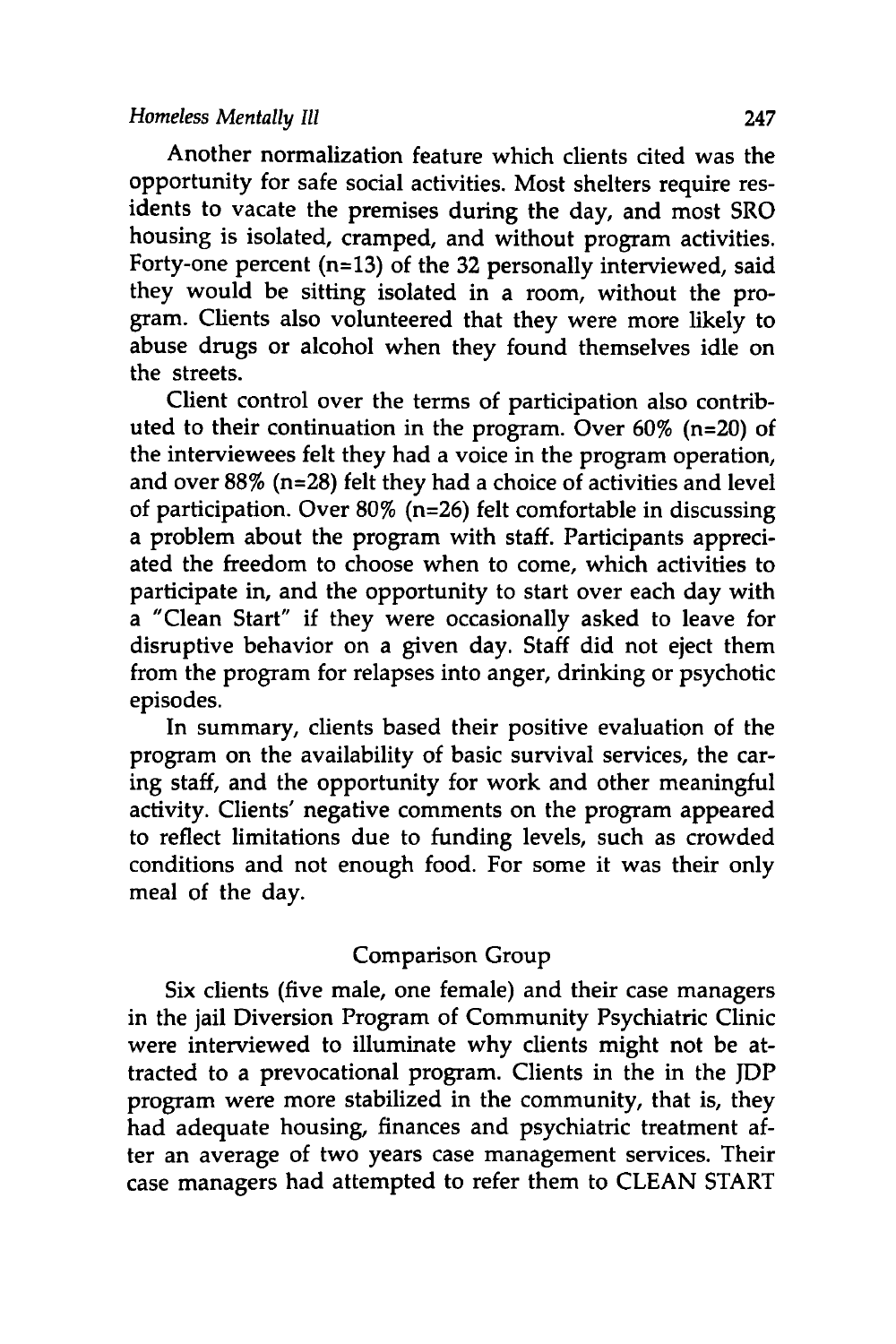Another normalization feature which clients cited was the opportunity for safe social activities. Most shelters require residents to vacate the premises during the day, and most SRO housing is isolated, cramped, and without program activities. Forty-one percent (n=13) of the 32 personally interviewed, said they would be sitting isolated in a room, without the program. Clients also volunteered that they were more likely to abuse drugs or alcohol when they found themselves idle on the streets.

Client control over the terms of participation also contributed to their continuation in the program. Over 60% (n=20) of the interviewees felt they had a voice in the program operation, and over 88% (n=28) felt they had a choice of activities and level of participation. Over 80% (n=26) felt comfortable in discussing a problem about the program with staff. Participants appreciated the freedom to choose when to come, which activities to participate in, and the opportunity to start over each day with a "Clean Start" if they were occasionally asked to leave for disruptive behavior on a given day. Staff did not eject them from the program for relapses into anger, drinking or psychotic episodes.

In summary, clients based their positive evaluation of the program on the availability of basic survival services, the caring staff, and the opportunity for work and other meaningful activity. Clients' negative comments on the program appeared to reflect limitations due to funding levels, such as crowded conditions and not enough food. For some it was their only meal of the day.

## Comparison Group

Six clients (five male, one female) and their case managers in the jail Diversion Program of Community Psychiatric Clinic were interviewed to illuminate why clients might not be attracted to a prevocational program. Clients in the in the JDP program were more stabilized in the community, that is, they had adequate housing, finances and psychiatric treatment after an average of two years case management services. Their case managers had attempted to refer them to CLEAN START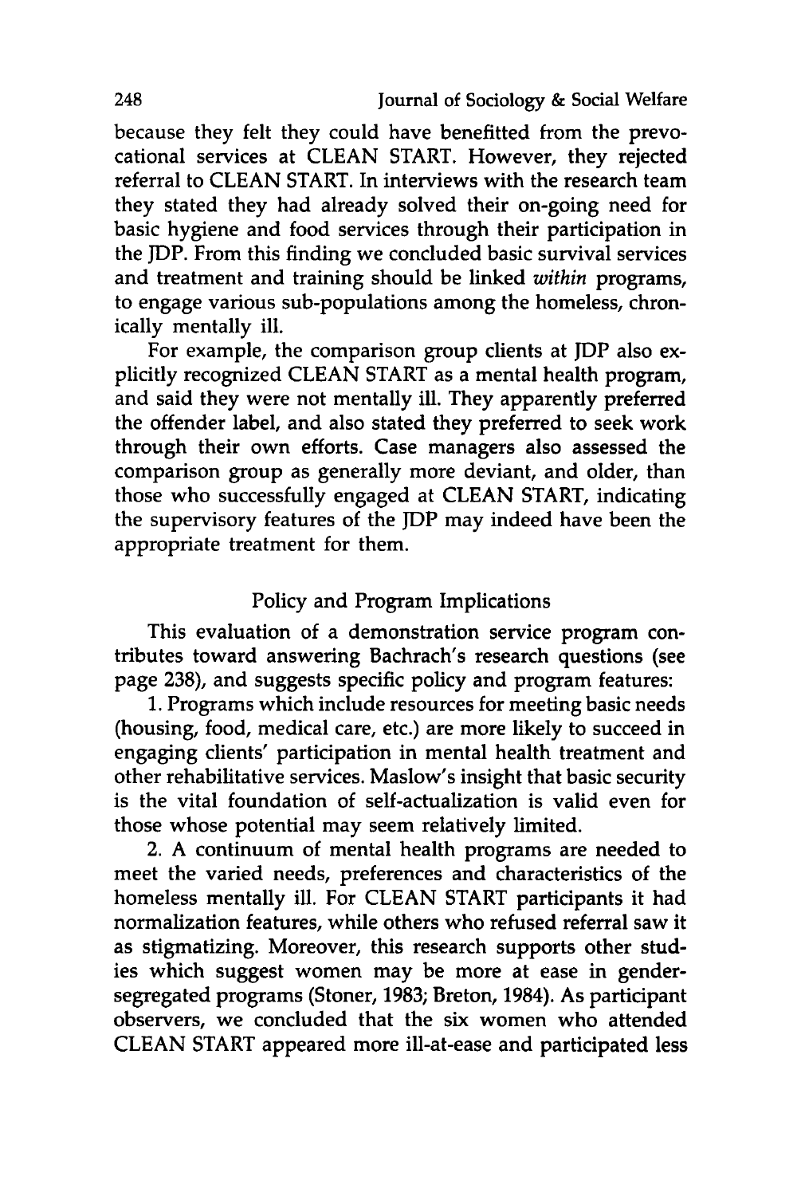because they felt they could have benefitted from the prevocational services at CLEAN START. However, they rejected referral to CLEAN START. In interviews with the research team they stated they had already solved their on-going need for basic hygiene and food services through their participation in the JDP. From this finding we concluded basic survival services and treatment and training should be linked *within* programs, to engage various sub-populations among the homeless, chronically mentally ill.

For example, the comparison group clients at JDP also explicitly recognized CLEAN START as a mental health program, and said they were not mentally ill. They apparently preferred the offender label, and also stated they preferred to seek work through their own efforts. Case managers also assessed the comparison group as generally more deviant, and older, than those who successfully engaged at CLEAN START, indicating the supervisory features of the JDP may indeed have been the appropriate treatment for them.

## Policy and Program Implications

This evaluation of a demonstration service program contributes toward answering Bachrach's research questions (see page 238), and suggests specific policy and program features:

1. Programs which include resources for meeting basic needs (housing, food, medical care, etc.) are more likely to succeed in engaging clients' participation in mental health treatment and other rehabilitative services. Maslow's insight that basic security is the vital foundation of self-actualization is valid even for those whose potential may seem relatively limited.

2. A continuum of mental health programs are needed to meet the varied needs, preferences and characteristics of the homeless mentally ill. For CLEAN START participants it had normalization features, while others who refused referral saw it as stigmatizing. Moreover, this research supports other studies which suggest women may be more at ease in gender-segregated programs (Stoner, 1983; Breton, 1984). As participant observers, we concluded that the six women who attended CLEAN START appeared more ill-at-ease and participated less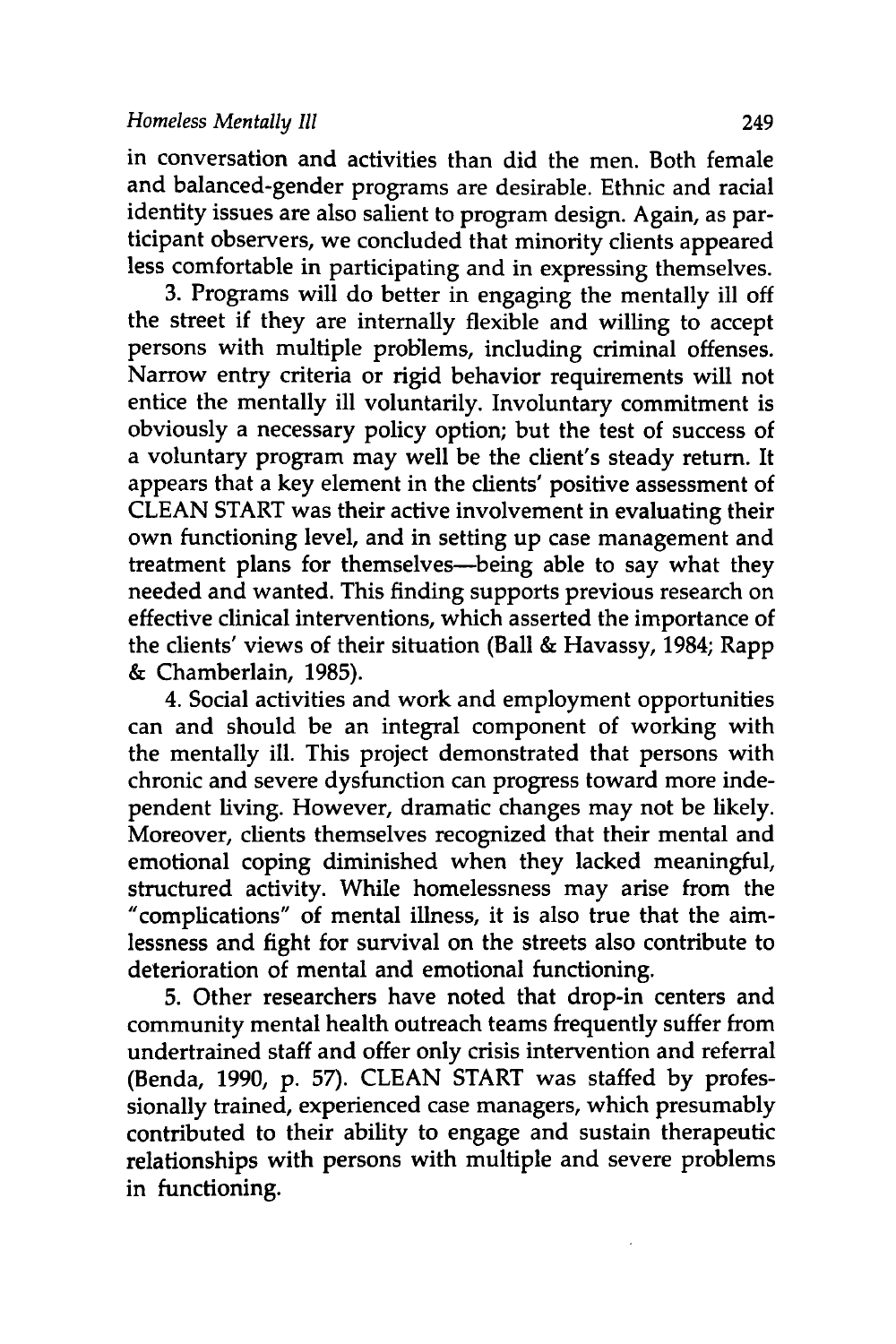in conversation and activities than did the men. Both female and balanced-gender programs are desirable. Ethnic and racial identity issues are also salient to program design. Again, as participant observers, we concluded that minority clients appeared less comfortable in participating and in expressing themselves.

3. Programs will do better in engaging the mentally ill off the street if they are internally flexible and willing to accept persons with multiple problems, including criminal offenses. Narrow entry criteria or rigid behavior requirements will not entice the mentally ill voluntarily. Involuntary commitment is obviously a necessary policy option; but the test of success of a voluntary program may well be the client's steady return. It appears that a key element in the clients' positive assessment of CLEAN START was their active involvement in evaluating their own functioning level, and in setting up case management and treatment plans for themselves—being able to say what they needed and wanted. This finding supports previous research on effective clinical interventions, which asserted the importance of the clients' views of their situation (Ball & Havassy, 1984; Rapp & Chamberlain, 1985).

4. Social activities and work and employment opportunities can and should be an integral component of working with the mentally ill. This project demonstrated that persons with chronic and severe dysfunction can progress toward more independent living. However, dramatic changes may not be likely. Moreover, clients themselves recognized that their mental and emotional coping diminished when they lacked meaningful, structured activity. While homelessness may arise from the "complications" of mental illness, it is also true that the aimlessness and fight for survival on the streets also contribute to deterioration of mental and emotional functioning.

5. Other researchers have noted that drop-in centers and community mental health outreach teams frequently suffer from undertrained staff and offer only crisis intervention and referral (Benda, 1990, p. 57). CLEAN START was staffed by professionally trained, experienced case managers, which presumably contributed to their ability to engage and sustain therapeutic relationships with persons with multiple and severe problems in functioning.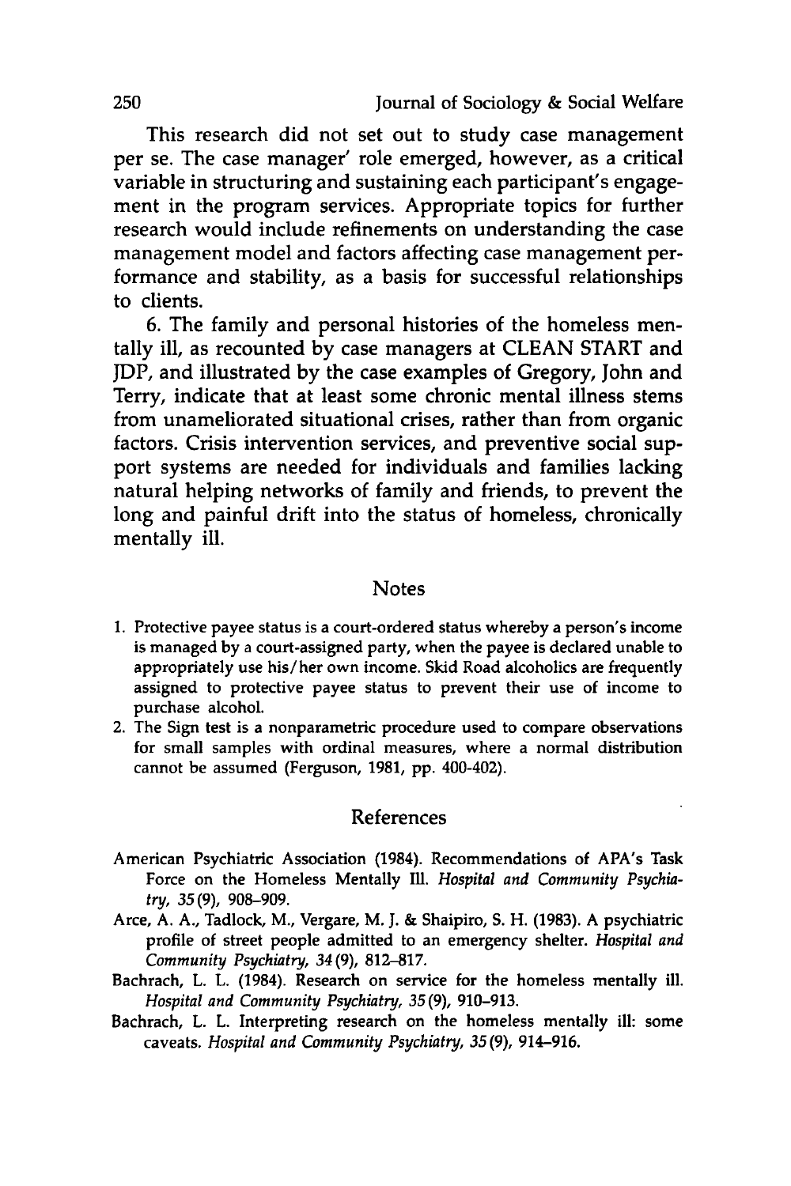This research did not set out to study case management per se. The case manager' role emerged, however, as a critical variable in structuring and sustaining each participant's engagement in the program services. Appropriate topics for further research would include refinements on understanding the case management model and factors affecting case management performance and stability, as a basis for successful relationships to clients.

6. The family and personal histories of the homeless mentally ill, as recounted by case managers at CLEAN START and JDP, and illustrated by the case examples of Gregory, John and Terry, indicate that at least some chronic mental illness stems from unameliorated situational crises, rather than from organic factors. Crisis intervention services, and preventive social support systems are needed for individuals and families lacking natural helping networks of family and friends, to prevent the long and painful drift into the status of homeless, chronically mentally ill.

## Notes

1. Protective payee status is a court-ordered status whereby a person's income is managed by a court-assigned party, when the payee is declared unable to appropriately use his/her own income. Skid Road alcoholics are frequently assigned to protective payee status to prevent their use of income to purchase alcohol.
2. The Sign test is a nonparametric procedure used to compare observations for small samples with ordinal measures, where a normal distribution cannot be assumed (Ferguson, 1981, pp. 400-402).

## References

American Psychiatric Association (1984). Recommendations of APA's Task Force on the Homeless Mentally Ill. *Hospital and Community Psychiatry, 35*(9), 908–909.

Arce, A. A., Tadlock, M., Vergare, M. J. & Shaipiro, S. H. (1983). A psychiatric profile of street people admitted to an emergency shelter. *Hospital and Community Psychiatry, 34*(9), 812–817.

Bachrach, L. L. (1984). Research on service for the homeless mentally ill. *Hospital and Community Psychiatry, 35*(9), 910–913.

Bachrach, L. L. Interpreting research on the homeless mentally ill: some caveats. *Hospital and Community Psychiatry, 35*(9), 914–916.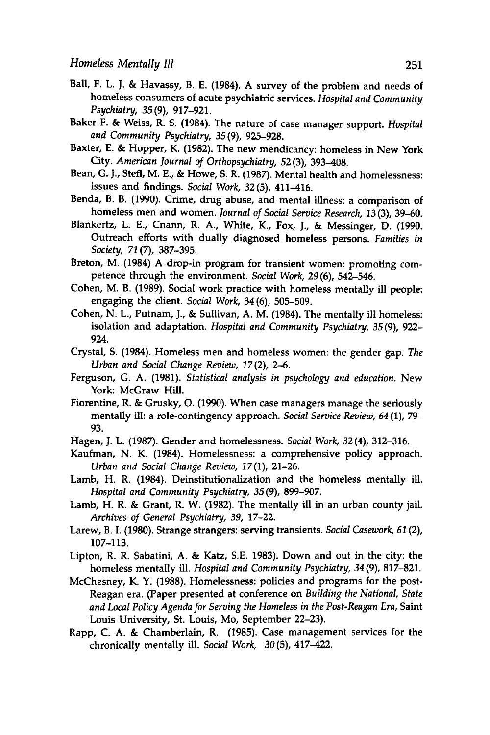Ball, F. L. J. & Havassy, B. E. (1984). A survey of the problem and needs of homeless consumers of acute psychiatric services. *Hospital and Community Psychiatry*, *35* (9), 917–921.

Baker F. & Weiss, R. S. (1984). The nature of case manager support. *Hospital and Community Psychiatry*, *35* (9), 925–928.

Baxter, E. & Hopper, K. (1982). The new mendicancy: homeless in New York City. *American Journal of Orthopsychiatry*, *52* (3), 393–408.

Bean, G. J., Stefl, M. E., & Howe, S. R. (1987). Mental health and homelessness: issues and findings. *Social Work*, *32* (5), 411–416.

Benda, B. B. (1990). Crime, drug abuse, and mental illness: a comparison of homeless men and women. *Journal of Social Service Research*, *13* (3), 39–60.

Blankertz, L. E., Cnann, R. A., White, K., Fox, J., & Messinger, D. (1990. Outreach efforts with dually diagnosed homeless persons. *Families in Society*, *71* (7), 387–395.

Breton, M. (1984) A drop-in program for transient women: promoting competence through the environment. *Social Work*, *29* (6), 542–546.

Cohen, M. B. (1989). Social work practice with homeless mentally ill people: engaging the client. *Social Work*, *34* (6), 505–509.

Cohen, N. L., Putnam, J., & Sullivan, A. M. (1984). The mentally ill homeless: isolation and adaptation. *Hospital and Community Psychiatry*, *35* (9), 922–924.

Crystal, S. (1984). Homeless men and homeless women: the gender gap. *The Urban and Social Change Review*, *17* (2), 2–6.

Ferguson, G. A. (1981). *Statistical analysis in psychology and education*. New York: McGraw Hill.

Fiorentine, R. & Grusky, O. (1990). When case managers manage the seriously mentally ill: a role-contingency approach. *Social Service Review*, *64* (1), 79–93.

Hagen, J. L. (1987). Gender and homelessness. *Social Work*, *32* (4), 312–316.

Kaufman, N. K. (1984). Homelessness: a comprehensive policy approach. *Urban and Social Change Review*, *17* (1), 21–26.

Lamb, H. R. (1984). Deinstitutionalization and the homeless mentally ill. *Hospital and Community Psychiatry*, *35* (9), 899–907.

Lamb, H. R. & Grant, R. W. (1982). The mentally ill in an urban county jail. *Archives of General Psychiatry*, *39*, 17–22.

Larew, B. I. (1980). Strange strangers: serving transients. *Social Casework*, *61* (2), 107–113.

Lipton, R. R. Sabatini, A. & Katz, S.E. 1983). Down and out in the city: the homeless mentally ill. *Hospital and Community Psychiatry*, *34* (9), 817–821.

McChesney, K. Y. (1988). Homelessness: policies and programs for the post-Reagan era. (Paper presented at conference on *Building the National, State and Local Policy Agenda for Serving the Homeless in the Post-Reagan Era*, Saint Louis University, St. Louis, Mo, September 22–23).

Rapp, C. A. & Chamberlain, R. (1985). Case management services for the chronically mentally ill. *Social Work*, *30* (5), 417–422.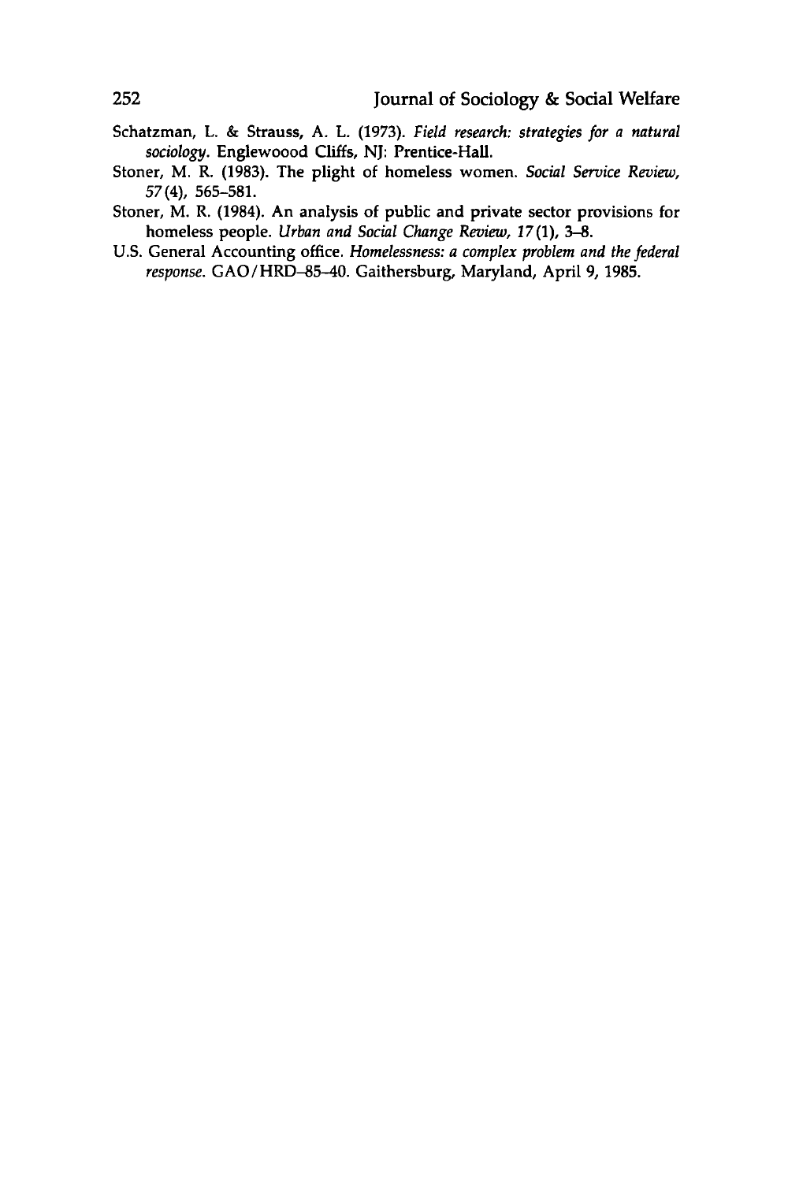Schatzman, L. & Strauss, A. L. (1973). *Field research: strategies for a natural sociology*. Englewoood Cliffs, NJ: Prentice-Hall.

Stoner, M. R. (1983). The plight of homeless women. *Social Service Review*, *57*(4), 565–581.

Stoner, M. R. (1984). An analysis of public and private sector provisions for homeless people. *Urban and Social Change Review*, *17*(1), 3–8.

U.S. General Accounting office. *Homelessness: a complex problem and the federal response*. GAO/HRD–85–40. Gaithersburg, Maryland, April 9, 1985.